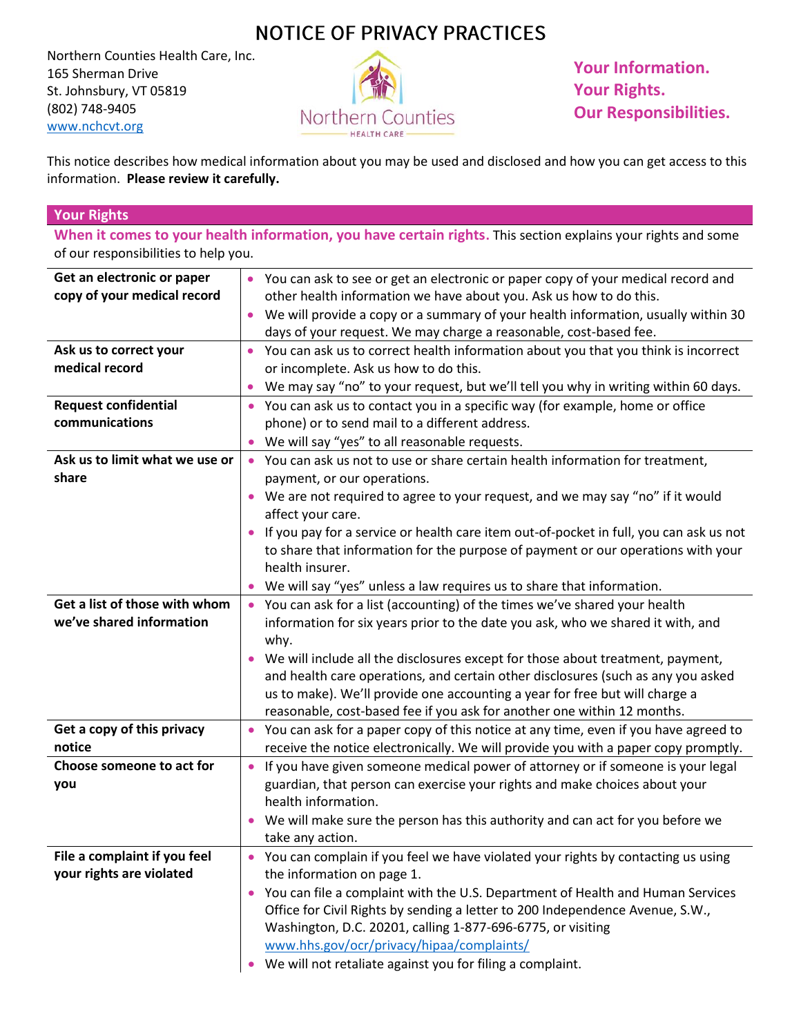# NOTICE OF PRIVACY PRACTICES

Northern Counties Health Care, Inc.
165 Sherman Drive
St. Johnsbury, VT 05819
(802) 748-9405
www.nchcvt.org

**Your Information.**
**Your Rights.**
**Our Responsibilities.**

This notice describes how medical information about you may be used and disclosed and how you can get access to this information. **Please review it carefully.**

## Your Rights

**When it comes to your health information, you have certain rights.** This section explains your rights and some of our responsibilities to help you.

| | |
|---|---|
| **Get an electronic or paper copy of your medical record** | • You can ask to see or get an electronic or paper copy of your medical record and other health information we have about you. Ask us how to do this.<br>• We will provide a copy or a summary of your health information, usually within 30 days of your request. We may charge a reasonable, cost-based fee. |
| **Ask us to correct your medical record** | • You can ask us to correct health information about you that you think is incorrect or incomplete. Ask us how to do this.<br>• We may say "no" to your request, but we'll tell you why in writing within 60 days. |
| **Request confidential communications** | • You can ask us to contact you in a specific way (for example, home or office phone) or to send mail to a different address.<br>• We will say "yes" to all reasonable requests. |
| **Ask us to limit what we use or share** | • You can ask us not to use or share certain health information for treatment, payment, or our operations.<br>• We are not required to agree to your request, and we may say "no" if it would affect your care.<br>• If you pay for a service or health care item out-of-pocket in full, you can ask us not to share that information for the purpose of payment or our operations with your health insurer.<br>• We will say "yes" unless a law requires us to share that information. |
| **Get a list of those with whom we've shared information** | • You can ask for a list (accounting) of the times we've shared your health information for six years prior to the date you ask, who we shared it with, and why.<br>• We will include all the disclosures except for those about treatment, payment, and health care operations, and certain other disclosures (such as any you asked us to make). We'll provide one accounting a year for free but will charge a reasonable, cost-based fee if you ask for another one within 12 months. |
| **Get a copy of this privacy notice** | • You can ask for a paper copy of this notice at any time, even if you have agreed to receive the notice electronically. We will provide you with a paper copy promptly. |
| **Choose someone to act for you** | • If you have given someone medical power of attorney or if someone is your legal guardian, that person can exercise your rights and make choices about your health information.<br>• We will make sure the person has this authority and can act for you before we take any action. |
| **File a complaint if you feel your rights are violated** | • You can complain if you feel we have violated your rights by contacting us using the information on page 1.<br>• You can file a complaint with the U.S. Department of Health and Human Services Office for Civil Rights by sending a letter to 200 Independence Avenue, S.W., Washington, D.C. 20201, calling 1-877-696-6775, or visiting www.hhs.gov/ocr/privacy/hipaa/complaints/<br>• We will not retaliate against you for filing a complaint. |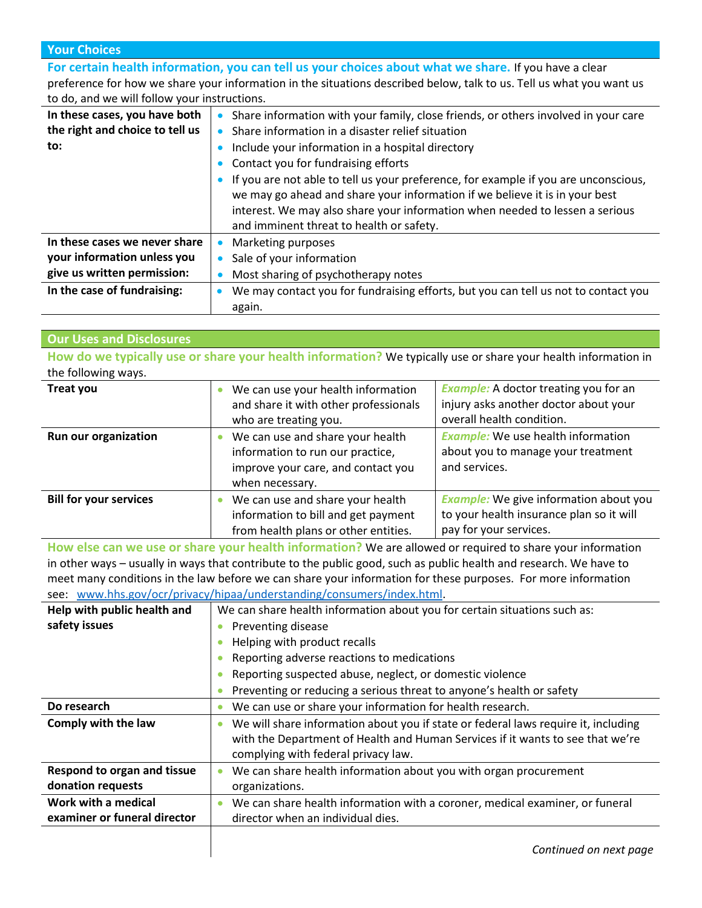## Your Choices

**For certain health information, you can tell us your choices about what we share.** If you have a clear preference for how we share your information in the situations described below, talk to us. Tell us what you want us to do, and we will follow your instructions.

| | |
|---|---|
| **In these cases, you have both the right and choice to tell us to:** | • Share information with your family, close friends, or others involved in your care<br>• Share information in a disaster relief situation<br>• Include your information in a hospital directory<br>• Contact you for fundraising efforts<br>• If you are not able to tell us your preference, for example if you are unconscious, we may go ahead and share your information if we believe it is in your best interest. We may also share your information when needed to lessen a serious and imminent threat to health or safety. |
| **In these cases we never share your information unless you give us written permission:** | • Marketing purposes<br>• Sale of your information<br>• Most sharing of psychotherapy notes |
| **In the case of fundraising:** | • We may contact you for fundraising efforts, but you can tell us not to contact you again. |

## Our Uses and Disclosures

**How do we typically use or share your health information?** We typically use or share your health information in the following ways.

| | | |
|---|---|---|
| **Treat you** | • We can use your health information and share it with other professionals who are treating you. | ***Example:*** A doctor treating you for an injury asks another doctor about your overall health condition. |
| **Run our organization** | • We can use and share your health information to run our practice, improve your care, and contact you when necessary. | ***Example:*** We use health information about you to manage your treatment and services. |
| **Bill for your services** | • We can use and share your health information to bill and get payment from health plans or other entities. | ***Example:*** We give information about you to your health insurance plan so it will pay for your services. |

**How else can we use or share your health information?** We are allowed or required to share your information in other ways – usually in ways that contribute to the public good, such as public health and research. We have to meet many conditions in the law before we can share your information for these purposes. For more information see: [www.hhs.gov/ocr/privacy/hipaa/understanding/consumers/index.html](http://www.hhs.gov/ocr/privacy/hipaa/understanding/consumers/index.html).

| | |
|---|---|
| **Help with public health and safety issues** | We can share health information about you for certain situations such as:<br>• Preventing disease<br>• Helping with product recalls<br>• Reporting adverse reactions to medications<br>• Reporting suspected abuse, neglect, or domestic violence<br>• Preventing or reducing a serious threat to anyone's health or safety |
| **Do research** | • We can use or share your information for health research. |
| **Comply with the law** | • We will share information about you if state or federal laws require it, including with the Department of Health and Human Services if it wants to see that we're complying with federal privacy law. |
| **Respond to organ and tissue donation requests** | • We can share health information about you with organ procurement organizations. |
| **Work with a medical examiner or funeral director** | • We can share health information with a coroner, medical examiner, or funeral director when an individual dies. |

*Continued on next page*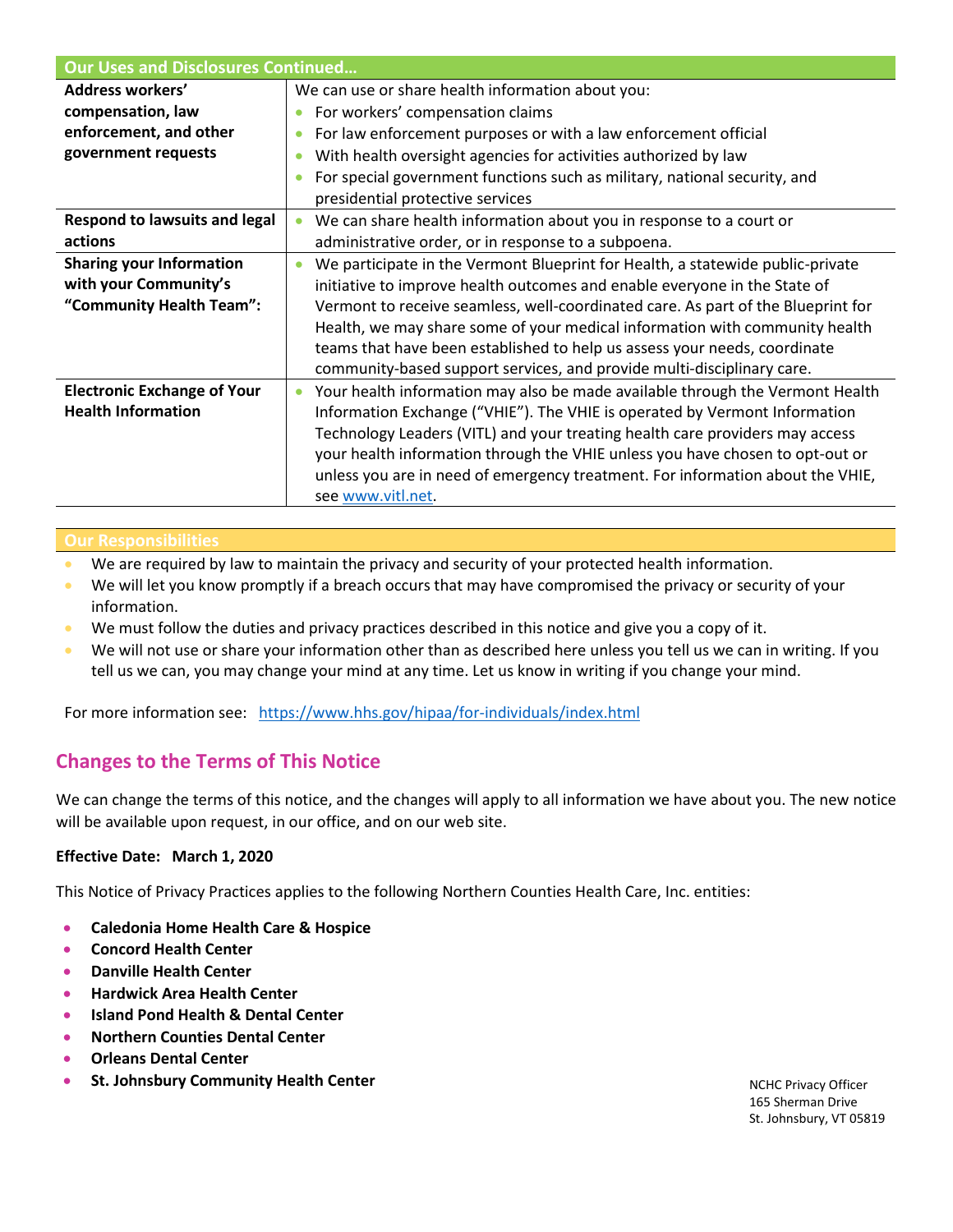| Our Uses and Disclosures Continued… | |
|---|---|
| **Address workers' compensation, law enforcement, and other government requests** | We can use or share health information about you:<br>• For workers' compensation claims<br>• For law enforcement purposes or with a law enforcement official<br>• With health oversight agencies for activities authorized by law<br>• For special government functions such as military, national security, and presidential protective services |
| **Respond to lawsuits and legal actions** | • We can share health information about you in response to a court or administrative order, or in response to a subpoena. |
| **Sharing your Information with your Community's "Community Health Team":** | • We participate in the Vermont Blueprint for Health, a statewide public-private initiative to improve health outcomes and enable everyone in the State of Vermont to receive seamless, well-coordinated care. As part of the Blueprint for Health, we may share some of your medical information with community health teams that have been established to help us assess your needs, coordinate community-based support services, and provide multi-disciplinary care. |
| **Electronic Exchange of Your Health Information** | • Your health information may also be made available through the Vermont Health Information Exchange ("VHIE"). The VHIE is operated by Vermont Information Technology Leaders (VITL) and your treating health care providers may access your health information through the VHIE unless you have chosen to opt-out or unless you are in need of emergency treatment. For information about the VHIE, see www.vitl.net. |

## Our Responsibilities

- We are required by law to maintain the privacy and security of your protected health information.
- We will let you know promptly if a breach occurs that may have compromised the privacy or security of your information.
- We must follow the duties and privacy practices described in this notice and give you a copy of it.
- We will not use or share your information other than as described here unless you tell us we can in writing. If you tell us we can, you may change your mind at any time. Let us know in writing if you change your mind.

For more information see: https://www.hhs.gov/hipaa/for-individuals/index.html

## Changes to the Terms of This Notice

We can change the terms of this notice, and the changes will apply to all information we have about you. The new notice will be available upon request, in our office, and on our web site.

**Effective Date: March 1, 2020**

This Notice of Privacy Practices applies to the following Northern Counties Health Care, Inc. entities:

- **Caledonia Home Health Care & Hospice**
- **Concord Health Center**
- **Danville Health Center**
- **Hardwick Area Health Center**
- **Island Pond Health & Dental Center**
- **Northern Counties Dental Center**
- **Orleans Dental Center**
- **St. Johnsbury Community Health Center**

NCHC Privacy Officer
165 Sherman Drive
St. Johnsbury, VT 05819